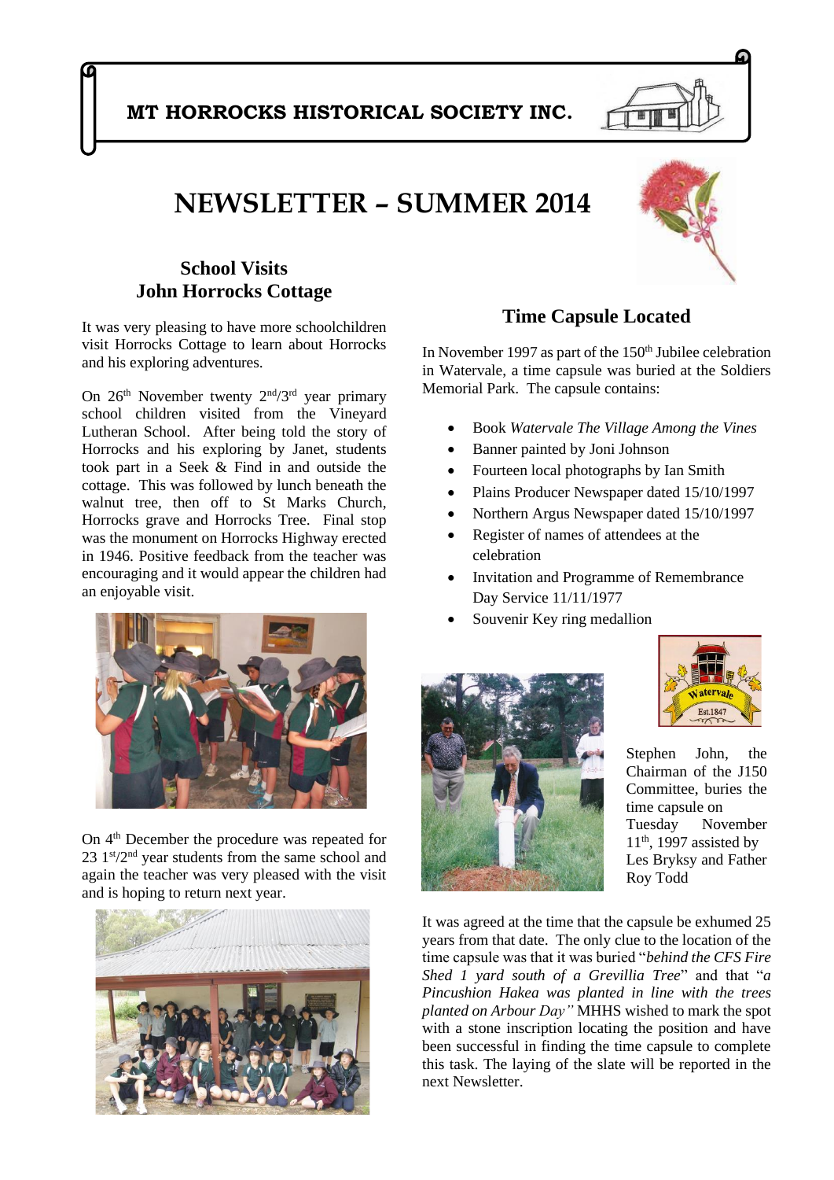# MT HORROCKS HISTORICAL SOCIETY INC.

# NEWSLETTER – SUMMER 2014

## School Visits
## John Horrocks Cottage

It was very pleasing to have more schoolchildren visit Horrocks Cottage to learn about Horrocks and his exploring adventures.

On 26th November twenty 2nd/3rd year primary school children visited from the Vineyard Lutheran School. After being told the story of Horrocks and his exploring by Janet, students took part in a Seek & Find in and outside the cottage. This was followed by lunch beneath the walnut tree, then off to St Marks Church, Horrocks grave and Horrocks Tree. Final stop was the monument on Horrocks Highway erected in 1946. Positive feedback from the teacher was encouraging and it would appear the children had an enjoyable visit.

On 4th December the procedure was repeated for 23 1st/2nd year students from the same school and again the teacher was very pleased with the visit and is hoping to return next year.

## Time Capsule Located

In November 1997 as part of the 150th Jubilee celebration in Watervale, a time capsule was buried at the Soldiers Memorial Park. The capsule contains:

- Book *Watervale The Village Among the Vines*
- Banner painted by Joni Johnson
- Fourteen local photographs by Ian Smith
- Plains Producer Newspaper dated 15/10/1997
- Northern Argus Newspaper dated 15/10/1997
- Register of names of attendees at the celebration
- Invitation and Programme of Remembrance Day Service 11/11/1977
- Souvenir Key ring medallion

Stephen John, the Chairman of the J150 Committee, buries the time capsule on Tuesday November 11th, 1997 assisted by Les Bryksy and Father Roy Todd

It was agreed at the time that the capsule be exhumed 25 years from that date. The only clue to the location of the time capsule was that it was buried "*behind the CFS Fire Shed 1 yard south of a Grevillia Tree*" and that "*a Pincushion Hakea was planted in line with the trees planted on Arbour Day"* MHHS wished to mark the spot with a stone inscription locating the position and have been successful in finding the time capsule to complete this task. The laying of the slate will be reported in the next Newsletter.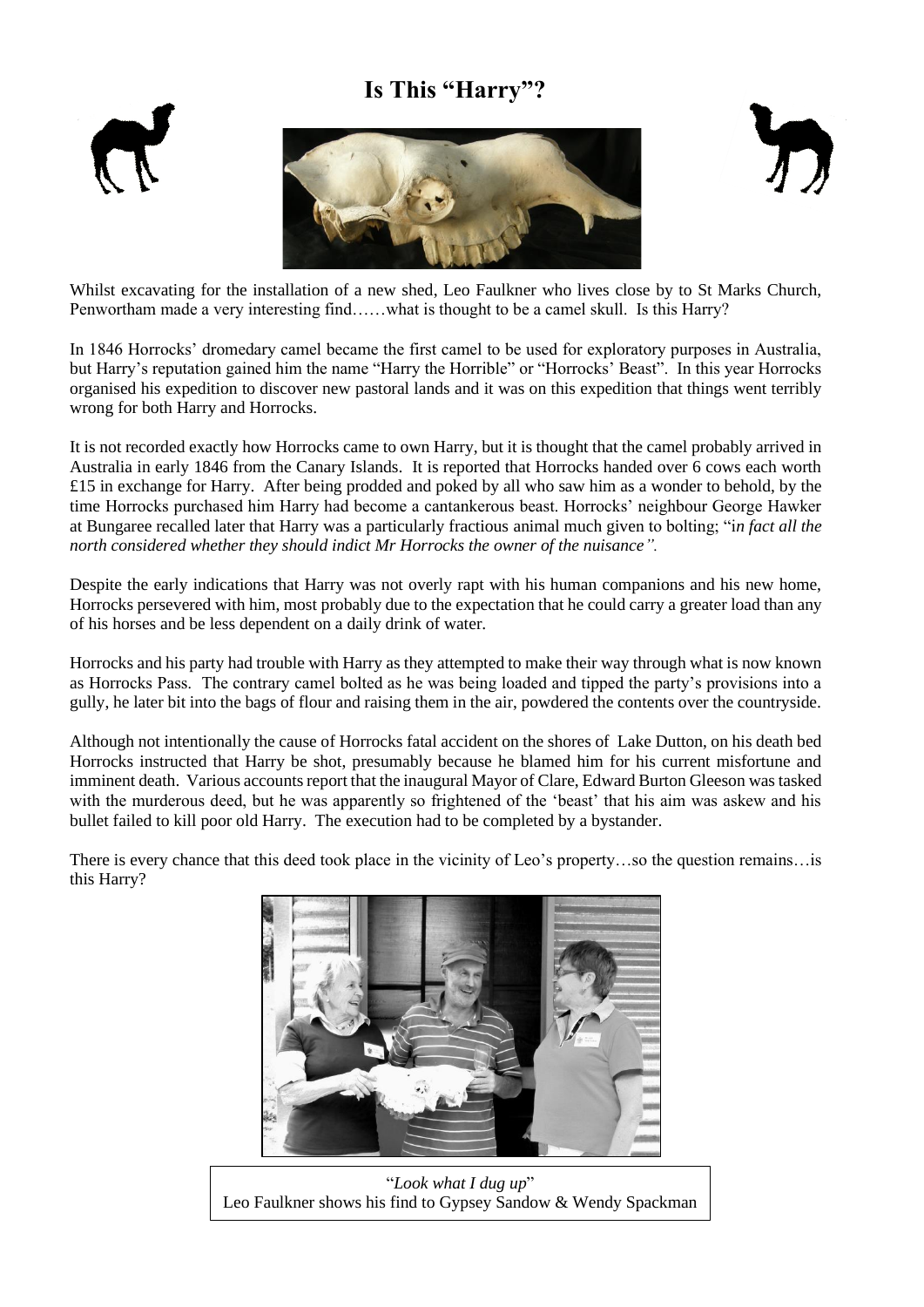# Is This "Harry"?

Whilst excavating for the installation of a new shed, Leo Faulkner who lives close by to St Marks Church, Penwortham made a very interesting find……what is thought to be a camel skull. Is this Harry?

In 1846 Horrocks' dromedary camel became the first camel to be used for exploratory purposes in Australia, but Harry's reputation gained him the name "Harry the Horrible" or "Horrocks' Beast". In this year Horrocks organised his expedition to discover new pastoral lands and it was on this expedition that things went terribly wrong for both Harry and Horrocks.

It is not recorded exactly how Horrocks came to own Harry, but it is thought that the camel probably arrived in Australia in early 1846 from the Canary Islands. It is reported that Horrocks handed over 6 cows each worth £15 in exchange for Harry. After being prodded and poked by all who saw him as a wonder to behold, by the time Horrocks purchased him Harry had become a cantankerous beast. Horrocks' neighbour George Hawker at Bungaree recalled later that Harry was a particularly fractious animal much given to bolting; "*in fact all the north considered whether they should indict Mr Horrocks the owner of the nuisance".*

Despite the early indications that Harry was not overly rapt with his human companions and his new home, Horrocks persevered with him, most probably due to the expectation that he could carry a greater load than any of his horses and be less dependent on a daily drink of water.

Horrocks and his party had trouble with Harry as they attempted to make their way through what is now known as Horrocks Pass. The contrary camel bolted as he was being loaded and tipped the party's provisions into a gully, he later bit into the bags of flour and raising them in the air, powdered the contents over the countryside.

Although not intentionally the cause of Horrocks fatal accident on the shores of Lake Dutton, on his death bed Horrocks instructed that Harry be shot, presumably because he blamed him for his current misfortune and imminent death. Various accounts report that the inaugural Mayor of Clare, Edward Burton Gleeson was tasked with the murderous deed, but he was apparently so frightened of the 'beast' that his aim was askew and his bullet failed to kill poor old Harry. The execution had to be completed by a bystander.

There is every chance that this deed took place in the vicinity of Leo's property…so the question remains…is this Harry?

"*Look what I dug up*"
Leo Faulkner shows his find to Gypsey Sandow & Wendy Spackman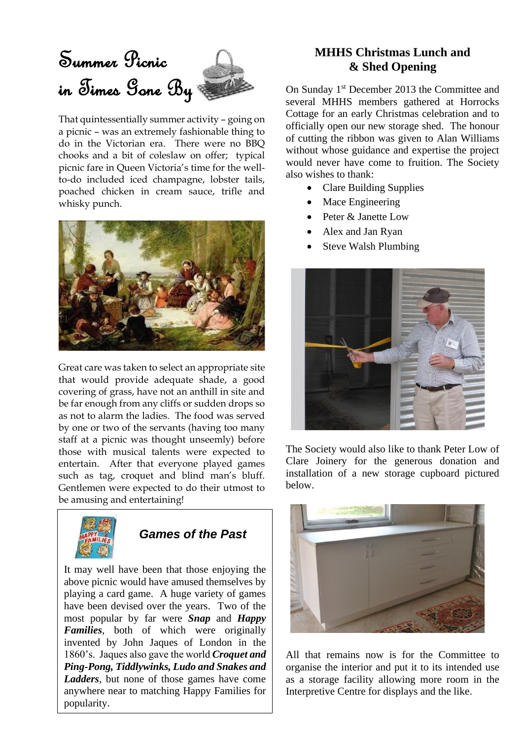# Summer Picnic in Times Gone By

That quintessentially summer activity – going on a picnic – was an extremely fashionable thing to do in the Victorian era. There were no BBQ chooks and a bit of coleslaw on offer; typical picnic fare in Queen Victoria's time for the well-to-do included iced champagne, lobster tails, poached chicken in cream sauce, trifle and whisky punch.

Great care was taken to select an appropriate site that would provide adequate shade, a good covering of grass, have not an anthill in site and be far enough from any cliffs or sudden drops so as not to alarm the ladies. The food was served by one or two of the servants (having too many staff at a picnic was thought unseemly) before those with musical talents were expected to entertain. After that everyone played games such as tag, croquet and blind man's bluff. Gentlemen were expected to do their utmost to be amusing and entertaining!

### *Games of the Past*

It may well have been that those enjoying the above picnic would have amused themselves by playing a card game. A huge variety of games have been devised over the years. Two of the most popular by far were ***Snap*** and ***Happy Families***, both of which were originally invented by John Jaques of London in the 1860's. Jaques also gave the world ***Croquet and Ping-Pong, Tiddlywinks, Ludo and Snakes and Ladders***, but none of those games have come anywhere near to matching Happy Families for popularity.

## MHHS Christmas Lunch and & Shed Opening

On Sunday 1st December 2013 the Committee and several MHHS members gathered at Horrocks Cottage for an early Christmas celebration and to officially open our new storage shed. The honour of cutting the ribbon was given to Alan Williams without whose guidance and expertise the project would never have come to fruition. The Society also wishes to thank:

- Clare Building Supplies
- Mace Engineering
- Peter & Janette Low
- Alex and Jan Ryan
- Steve Walsh Plumbing

The Society would also like to thank Peter Low of Clare Joinery for the generous donation and installation of a new storage cupboard pictured below.

All that remains now is for the Committee to organise the interior and put it to its intended use as a storage facility allowing more room in the Interpretive Centre for displays and the like.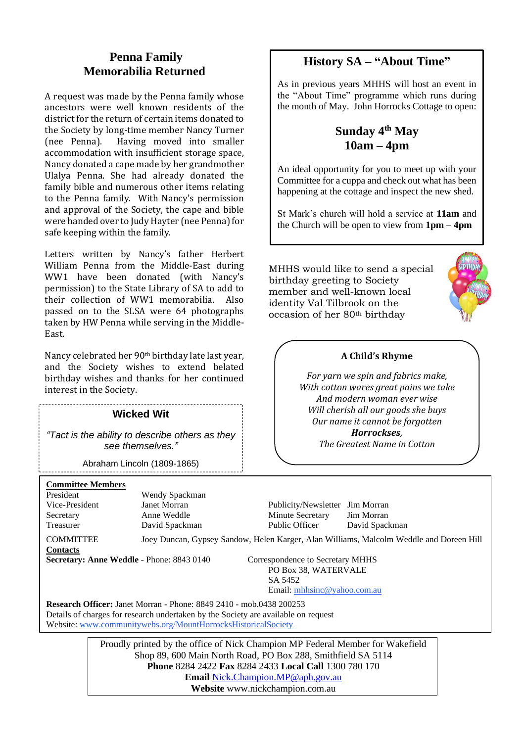## Penna Family Memorabilia Returned

A request was made by the Penna family whose ancestors were well known residents of the district for the return of certain items donated to the Society by long-time member Nancy Turner (nee Penna). Having moved into smaller accommodation with insufficient storage space, Nancy donated a cape made by her grandmother Ulalya Penna. She had already donated the family bible and numerous other items relating to the Penna family. With Nancy's permission and approval of the Society, the cape and bible were handed over to Judy Hayter (nee Penna) for safe keeping within the family.

Letters written by Nancy's father Herbert William Penna from the Middle-East during WW1 have been donated (with Nancy's permission) to the State Library of SA to add to their collection of WW1 memorabilia. Also passed on to the SLSA were 64 photographs taken by HW Penna while serving in the Middle-East.

Nancy celebrated her 90th birthday late last year, and the Society wishes to extend belated birthday wishes and thanks for her continued interest in the Society.

### Wicked Wit

*"Tact is the ability to describe others as they see themselves."*

Abraham Lincoln (1809-1865)

## History SA – "About Time"

As in previous years MHHS will host an event in the "About Time" programme which runs during the month of May. John Horrocks Cottage to open:

**Sunday 4th May**
**10am – 4pm**

An ideal opportunity for you to meet up with your Committee for a cuppa and check out what has been happening at the cottage and inspect the new shed.

St Mark's church will hold a service at **11am** and the Church will be open to view from **1pm – 4pm**

MHHS would like to send a special birthday greeting to Society member and well-known local identity Val Tilbrook on the occasion of her 80th birthday

### A Child's Rhyme

*For yarn we spin and fabrics make,*
*With cotton wares great pains we take*
*And modern woman ever wise*
*Will cherish all our goods she buys*
*Our name it cannot be forgotten*
***Horrockses**,*
*The Greatest Name in Cotton*

---

**Committee Members**

| | | | |
|---|---|---|---|
| President | Wendy Spackman | | |
| Vice-President | Janet Morran | Publicity/Newsletter | Jim Morran |
| Secretary | Anne Weddle | Minute Secretary | Jim Morran |
| Treasurer | David Spackman | Public Officer | David Spackman |

COMMITTEE Joey Duncan, Gypsey Sandow, Helen Karger, Alan Williams, Malcolm Weddle and Doreen Hill

**Contacts**

**Secretary: Anne Weddle** - Phone: 8843 0140

Correspondence to Secretary MHHS
PO Box 38, WATERVALE
SA 5452
Email: mhhsinc@yahoo.com.au

**Research Officer:** Janet Morran - Phone: 8849 2410 - mob.0438 200253
Details of charges for research undertaken by the Society are available on request
Website: www.communitywebs.org/MountHorrocksHistoricalSociety

---

Proudly printed by the office of Nick Champion MP Federal Member for Wakefield
Shop 89, 600 Main North Road, PO Box 288, Smithfield SA 5114
**Phone** 8284 2422 **Fax** 8284 2433 **Local Call** 1300 780 170
**Email** Nick.Champion.MP@aph.gov.au
**Website** www.nickchampion.com.au